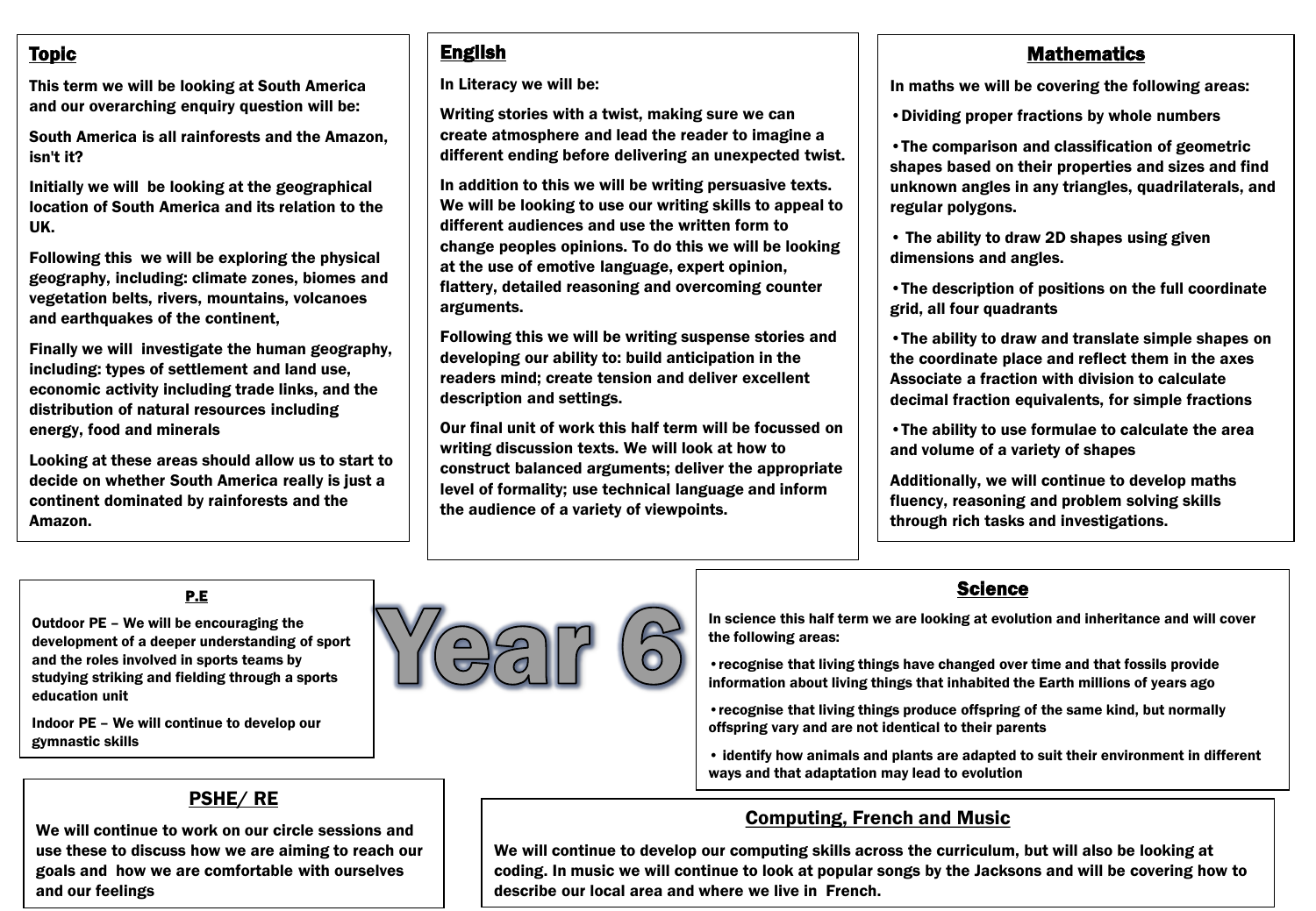# Year 6

## Topic

This term we will be looking at South America and our overarching enquiry question will be:

South America is all rainforests and the Amazon, isn't it?

Initially we will be looking at the geographical location of South America and its relation to the UK.

Following this we will be exploring the physical geography, including: climate zones, biomes and vegetation belts, rivers, mountains, volcanoes and earthquakes of the continent,

Finally we will investigate the human geography, including: types of settlement and land use, economic activity including trade links, and the distribution of natural resources including energy, food and minerals

Looking at these areas should allow us to start to decide on whether South America really is just a continent dominated by rainforests and the Amazon.

## English

In Literacy we will be:

Writing stories with a twist, making sure we can create atmosphere and lead the reader to imagine a different ending before delivering an unexpected twist.

In addition to this we will be writing persuasive texts. We will be looking to use our writing skills to appeal to different audiences and use the written form to change peoples opinions. To do this we will be looking at the use of emotive language, expert opinion, flattery, detailed reasoning and overcoming counter arguments.

Following this we will be writing suspense stories and developing our ability to: build anticipation in the readers mind; create tension and deliver excellent description and settings.

Our final unit of work this half term will be focussed on writing discussion texts. We will look at how to construct balanced arguments; deliver the appropriate level of formality; use technical language and inform the audience of a variety of viewpoints.

## Mathematics

In maths we will be covering the following areas:

- Dividing proper fractions by whole numbers
- The comparison and classification of geometric shapes based on their properties and sizes and find unknown angles in any triangles, quadrilaterals, and regular polygons.
- The ability to draw 2D shapes using given dimensions and angles.
- The description of positions on the full coordinate grid, all four quadrants
- The ability to draw and translate simple shapes on the coordinate place and reflect them in the axes Associate a fraction with division to calculate decimal fraction equivalents, for simple fractions
- The ability to use formulae to calculate the area and volume of a variety of shapes

Additionally, we will continue to develop maths fluency, reasoning and problem solving skills through rich tasks and investigations.

## P.E

Outdoor PE – We will be encouraging the development of a deeper understanding of sport and the roles involved in sports teams by studying striking and fielding through a sports education unit

Indoor PE – We will continue to develop our gymnastic skills

## Science

In science this half term we are looking at evolution and inheritance and will cover the following areas:

- recognise that living things have changed over time and that fossils provide information about living things that inhabited the Earth millions of years ago
- recognise that living things produce offspring of the same kind, but normally offspring vary and are not identical to their parents
- identify how animals and plants are adapted to suit their environment in different ways and that adaptation may lead to evolution

## PSHE/ RE

We will continue to work on our circle sessions and use these to discuss how we are aiming to reach our goals and how we are comfortable with ourselves and our feelings

## Computing, French and Music

We will continue to develop our computing skills across the curriculum, but will also be looking at coding. In music we will continue to look at popular songs by the Jacksons and will be covering how to describe our local area and where we live in French.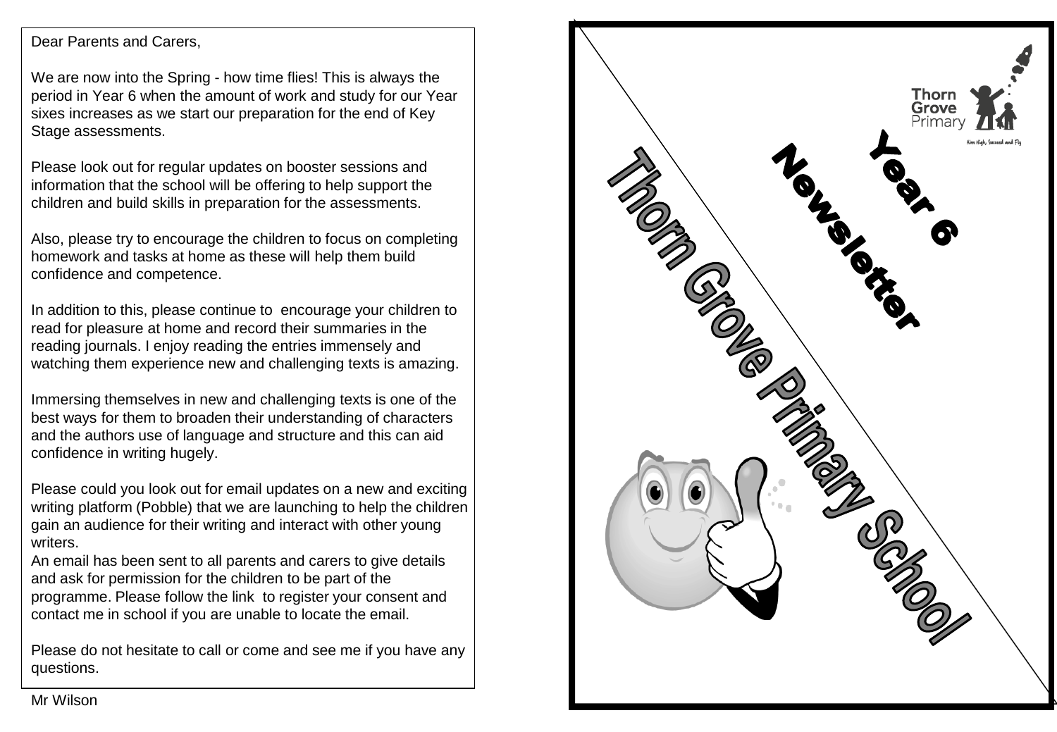Dear Parents and Carers,

We are now into the Spring - how time flies! This is always the period in Year 6 when the amount of work and study for our Year sixes increases as we start our preparation for the end of Key Stage assessments.

Please look out for regular updates on booster sessions and information that the school will be offering to help support the children and build skills in preparation for the assessments.

Also, please try to encourage the children to focus on completing homework and tasks at home as these will help them build confidence and competence.

In addition to this, please continue to encourage your children to read for pleasure at home and record their summaries in the reading journals. I enjoy reading the entries immensely and watching them experience new and challenging texts is amazing.

Immersing themselves in new and challenging texts is one of the best ways for them to broaden their understanding of characters and the authors use of language and structure and this can aid confidence in writing hugely.

Please could you look out for email updates on a new and exciting writing platform (Pobble) that we are launching to help the children gain an audience for their writing and interact with other young writers.
An email has been sent to all parents and carers to give details and ask for permission for the children to be part of the programme. Please follow the link to register your consent and contact me in school if you are unable to locate the email.

Please do not hesitate to call or come and see me if you have any questions.

Mr Wilson

# Year 6 Newsletter

Thorn Grove Primary

Aim High, Succeed and Fly

# Thorn Grove Primary School